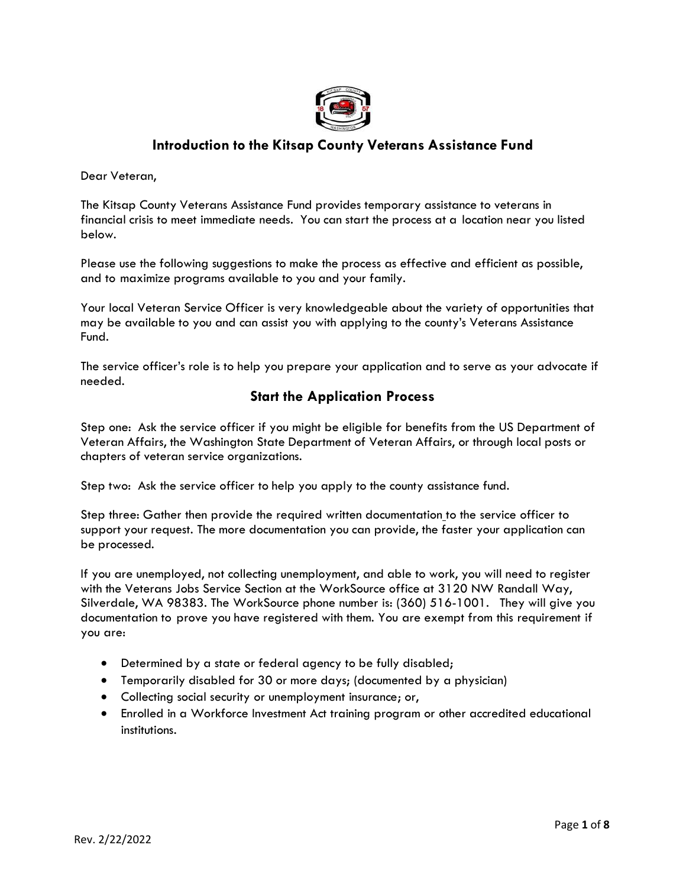# Introduction to the Kitsap County Veterans Assistance Fund

Dear Veteran,

The Kitsap County Veterans Assistance Fund provides temporary assistance to veterans in financial crisis to meet immediate needs. You can start the process at a location near you listed below.

Please use the following suggestions to make the process as effective and efficient as possible, and to maximize programs available to you and your family.

Your local Veteran Service Officer is very knowledgeable about the variety of opportunities that may be available to you and can assist you with applying to the county's Veterans Assistance Fund.

The service officer's role is to help you prepare your application and to serve as your advocate if needed.

## Start the Application Process

Step one: Ask the service officer if you might be eligible for benefits from the US Department of Veteran Affairs, the Washington State Department of Veteran Affairs, or through local posts or chapters of veteran service organizations.

Step two: Ask the service officer to help you apply to the county assistance fund.

Step three: Gather then provide the required written documentation to the service officer to support your request. The more documentation you can provide, the faster your application can be processed.

If you are unemployed, not collecting unemployment, and able to work, you will need to register with the Veterans Jobs Service Section at the WorkSource office at 3120 NW Randall Way, Silverdale, WA 98383. The WorkSource phone number is: (360) 516-1001. They will give you documentation to prove you have registered with them. You are exempt from this requirement if you are:

- Determined by a state or federal agency to be fully disabled;
- Temporarily disabled for 30 or more days; (documented by a physician)
- Collecting social security or unemployment insurance; or,
- Enrolled in a Workforce Investment Act training program or other accredited educational institutions.

Rev. 2/22/2022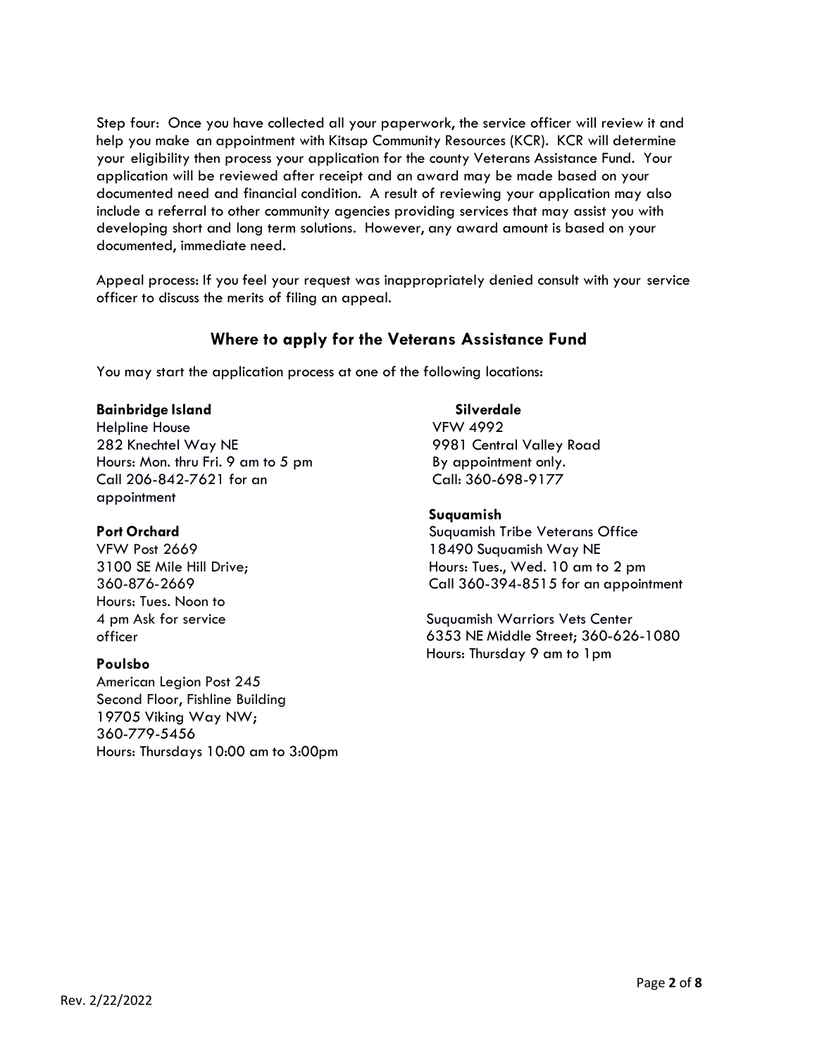Step four: Once you have collected all your paperwork, the service officer will review it and help you make an appointment with Kitsap Community Resources (KCR). KCR will determine your eligibility then process your application for the county Veterans Assistance Fund. Your application will be reviewed after receipt and an award may be made based on your documented need and financial condition. A result of reviewing your application may also include a referral to other community agencies providing services that may assist you with developing short and long term solutions. However, any award amount is based on your documented, immediate need.

Appeal process: If you feel your request was inappropriately denied consult with your service officer to discuss the merits of filing an appeal.

## Where to apply for the Veterans Assistance Fund

You may start the application process at one of the following locations:

**Bainbridge Island**
Helpline House
282 Knechtel Way NE
Hours: Mon. thru Fri. 9 am to 5 pm
Call 206-842-7621 for an appointment

**Port Orchard**
VFW Post 2669
3100 SE Mile Hill Drive;
360-876-2669
Hours: Tues. Noon to 4 pm Ask for service officer

**Poulsbo**
American Legion Post 245
Second Floor, Fishline Building
19705 Viking Way NW;
360-779-5456
Hours: Thursdays 10:00 am to 3:00pm

**Silverdale**
VFW 4992
9981 Central Valley Road
By appointment only.
Call: 360-698-9177

**Suquamish**
Suquamish Tribe Veterans Office
18490 Suquamish Way NE
Hours: Tues., Wed. 10 am to 2 pm
Call 360-394-8515 for an appointment

Suquamish Warriors Vets Center
6353 NE Middle Street; 360-626-1080
Hours: Thursday 9 am to 1pm

Rev. 2/22/2022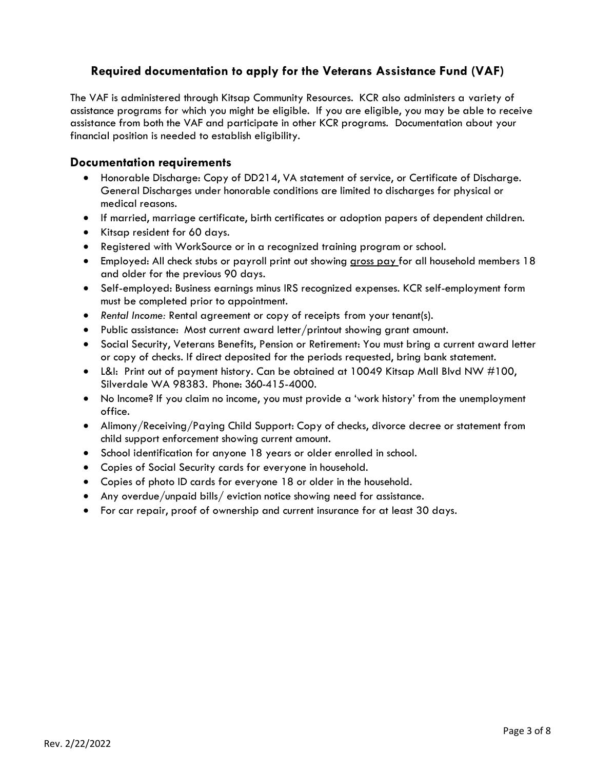## Required documentation to apply for the Veterans Assistance Fund (VAF)

The VAF is administered through Kitsap Community Resources. KCR also administers a variety of assistance programs for which you might be eligible. If you are eligible, you may be able to receive assistance from both the VAF and participate in other KCR programs. Documentation about your financial position is needed to establish eligibility.

### Documentation requirements

- Honorable Discharge: Copy of DD214, VA statement of service, or Certificate of Discharge. General Discharges under honorable conditions are limited to discharges for physical or medical reasons.
- If married, marriage certificate, birth certificates or adoption papers of dependent children.
- Kitsap resident for 60 days.
- Registered with WorkSource or in a recognized training program or school.
- Employed: All check stubs or payroll print out showing gross pay for all household members 18 and older for the previous 90 days.
- Self-employed: Business earnings minus IRS recognized expenses. KCR self-employment form must be completed prior to appointment.
- *Rental Income:* Rental agreement or copy of receipts from your tenant(s).
- Public assistance: Most current award letter/printout showing grant amount.
- Social Security, Veterans Benefits, Pension or Retirement: You must bring a current award letter or copy of checks. If direct deposited for the periods requested, bring bank statement.
- L&I: Print out of payment history. Can be obtained at 10049 Kitsap Mall Blvd NW #100, Silverdale WA 98383. Phone: 360-415-4000.
- No Income? If you claim no income, you must provide a 'work history' from the unemployment office.
- Alimony/Receiving/Paying Child Support: Copy of checks, divorce decree or statement from child support enforcement showing current amount.
- School identification for anyone 18 years or older enrolled in school.
- Copies of Social Security cards for everyone in household.
- Copies of photo ID cards for everyone 18 or older in the household.
- Any overdue/unpaid bills/ eviction notice showing need for assistance.
- For car repair, proof of ownership and current insurance for at least 30 days.

Rev. 2/22/2022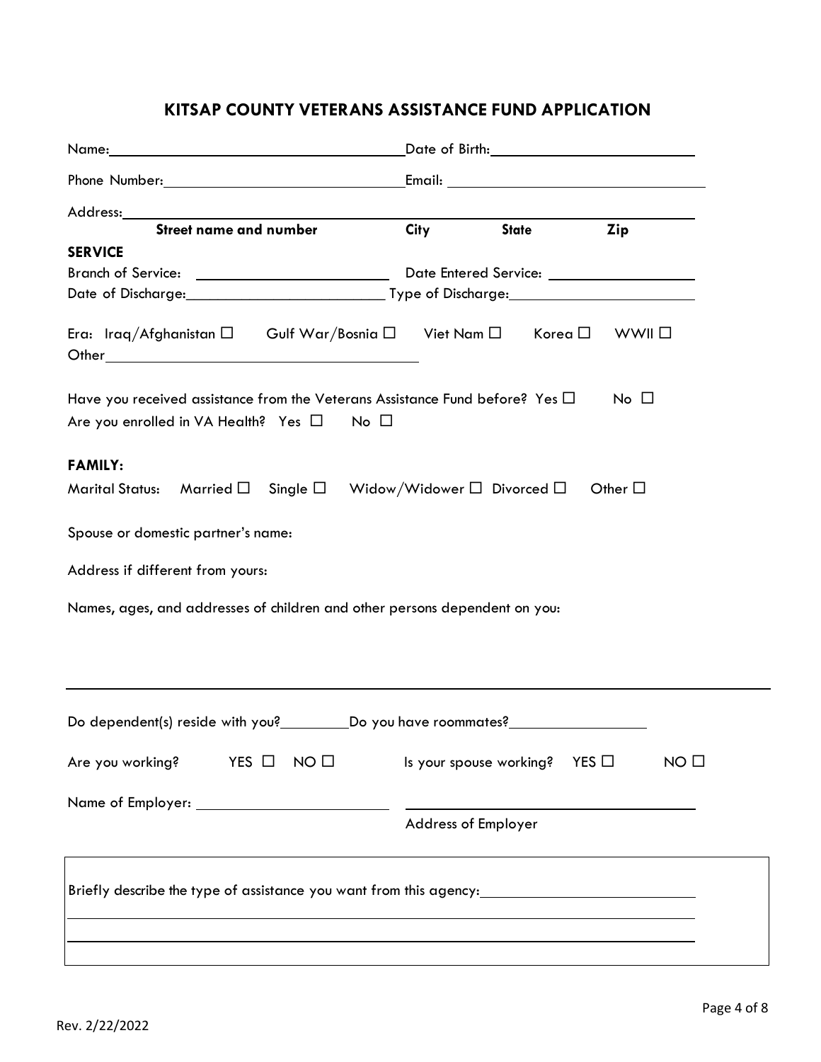# KITSAP COUNTY VETERANS ASSISTANCE FUND APPLICATION

Name:______________________________________ Date of Birth:_________________________

Phone Number:______________________________ Email: _______________________________

Address:____________________________________________________________________

**Street name and number** **City** **State** **Zip**

**SERVICE**

Branch of Service: _________________________ Date Entered Service: ___________________

Date of Discharge:__________________________ Type of Discharge:______________________

Era: Iraq/Afghanistan ☐ Gulf War/Bosnia ☐ Viet Nam ☐ Korea ☐ WWII ☐

Other_________________________________________

Have you received assistance from the Veterans Assistance Fund before? Yes ☐ No ☐

Are you enrolled in VA Health? Yes ☐ No ☐

**FAMILY:**

Marital Status: Married ☐ Single ☐ Widow/Widower ☐ Divorced ☐ Other ☐

Spouse or domestic partner's name:

Address if different from yours:

Names, ages, and addresses of children and other persons dependent on you:

_____________________________________________________________________________

Do dependent(s) reside with you?_________Do you have roommates?_________________

Are you working? YES ☐ NO ☐ Is your spouse working? YES ☐ NO ☐

Name of Employer: ________________________ ________________________________________

Address of Employer

Briefly describe the type of assistance you want from this agency:____________________________

_____________________________________________________________________________

_____________________________________________________________________________

Rev. 2/22/2022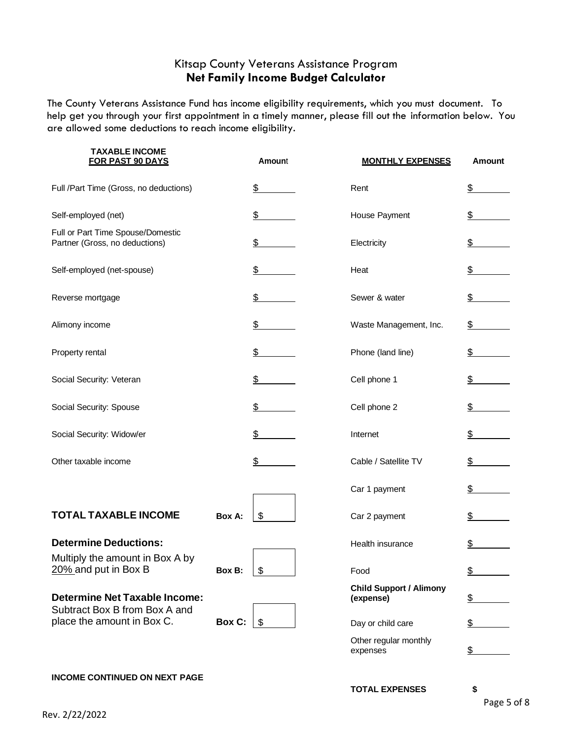# Kitsap County Veterans Assistance Program
## Net Family Income Budget Calculator

The County Veterans Assistance Fund has income eligibility requirements, which you must document. To help get you through your first appointment in a timely manner, please fill out the information below. You are allowed some deductions to reach income eligibility.

| **TAXABLE INCOME FOR PAST 90 DAYS** | **Amount** |
|---|---|
| Full /Part Time (Gross, no deductions) | $ |
| Self-employed (net) | $ |
| Full or Part Time Spouse/Domestic Partner (Gross, no deductions) | $ |
| Self-employed (net-spouse) | $ |
| Reverse mortgage | $ |
| Alimony income | $ |
| Property rental | $ |
| Social Security: Veteran | $ |
| Social Security: Spouse | $ |
| Social Security: Widow/er | $ |
| Other taxable income | $ |

**TOTAL TAXABLE INCOME** — **Box A:** $

**Determine Deductions:**
Multiply the amount in Box A by 20% and put in Box B — **Box B:** $

**Determine Net Taxable Income:**
Subtract Box B from Box A and place the amount in Box C. — **Box C:** $

**INCOME CONTINUED ON NEXT PAGE**

| **MONTHLY EXPENSES** | **Amount** |
|---|---|
| Rent | $ |
| House Payment | $ |
| Electricity | $ |
| Heat | $ |
| Sewer & water | $ |
| Waste Management, Inc. | $ |
| Phone (land line) | $ |
| Cell phone 1 | $ |
| Cell phone 2 | $ |
| Internet | $ |
| Cable / Satellite TV | $ |
| Car 1 payment | $ |
| Car 2 payment | $ |
| Health insurance | $ |
| Food | $ |
| **Child Support / Alimony (expense)** | $ |
| Day or child care | $ |
| Other regular monthly expenses | $ |
| **TOTAL EXPENSES** | **$** |

Rev. 2/22/2022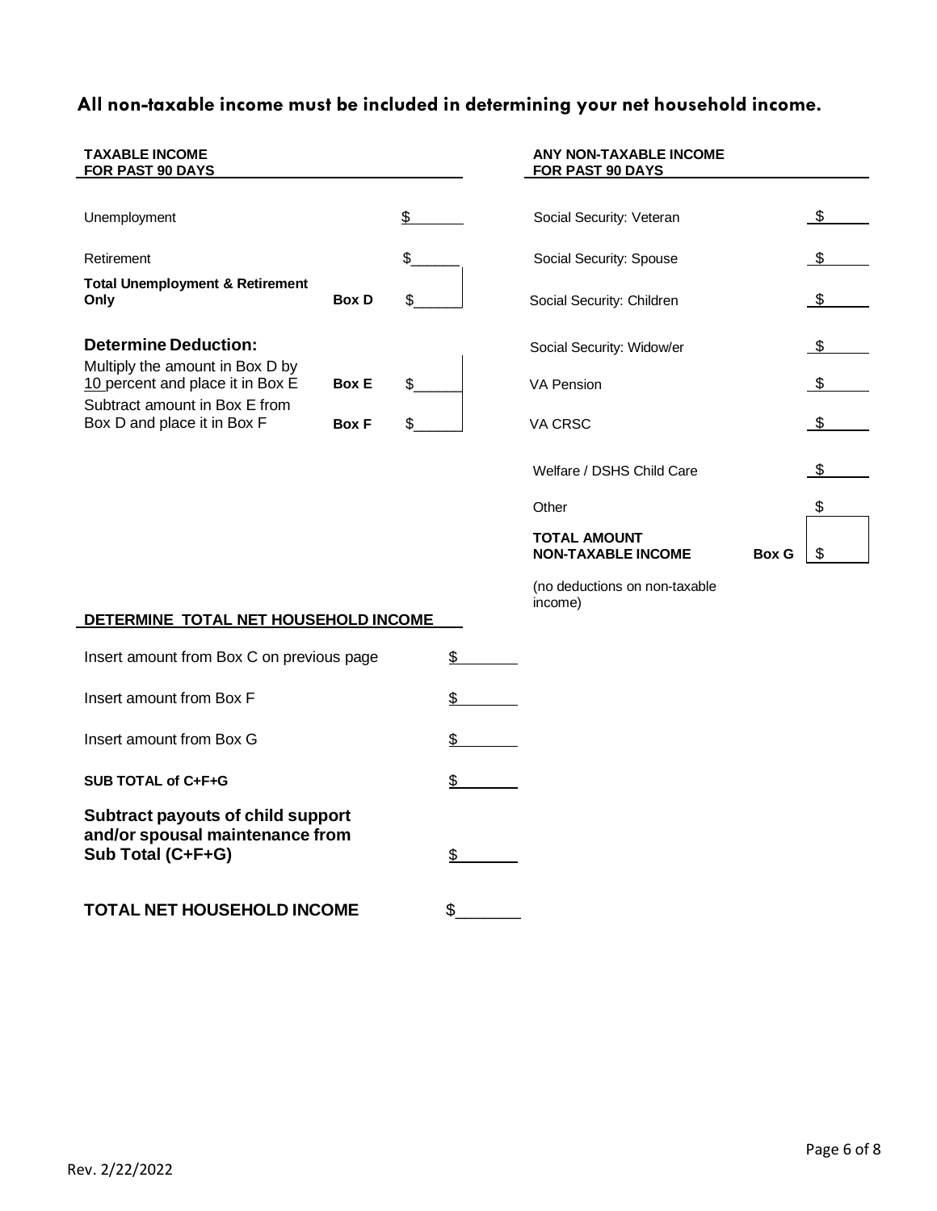## All non-taxable income must be included in determining your net household income.

| TAXABLE INCOME FOR PAST 90 DAYS | | |
|---|---|---|
| Unemployment | | $ |
| Retirement | | $ |
| **Total Unemployment & Retirement Only** | **Box D** | $ |
| **Determine Deduction:** | | |
| Multiply the amount in Box D by 10 percent and place it in Box E | **Box E** | $ |
| Subtract amount in Box E from Box D and place it in Box F | **Box F** | $ |

| ANY NON-TAXABLE INCOME FOR PAST 90 DAYS | | |
|---|---|---|
| Social Security: Veteran | | $ |
| Social Security: Spouse | | $ |
| Social Security: Children | | $ |
| Social Security: Widow/er | | $ |
| VA Pension | | $ |
| VA CRSC | | $ |
| Welfare / DSHS Child Care | | $ |
| Other | | $ |
| **TOTAL AMOUNT NON-TAXABLE INCOME** | **Box G** | $ |

(no deductions on non-taxable income)

**DETERMINE TOTAL NET HOUSEHOLD INCOME**

| | |
|---|---|
| Insert amount from Box C on previous page | $ |
| Insert amount from Box F | $ |
| Insert amount from Box G | $ |
| **SUB TOTAL of C+F+G** | $ |
| **Subtract payouts of child support and/or spousal maintenance from Sub Total (C+F+G)** | $ |
| **TOTAL NET HOUSEHOLD INCOME** | $ |

Rev. 2/22/2022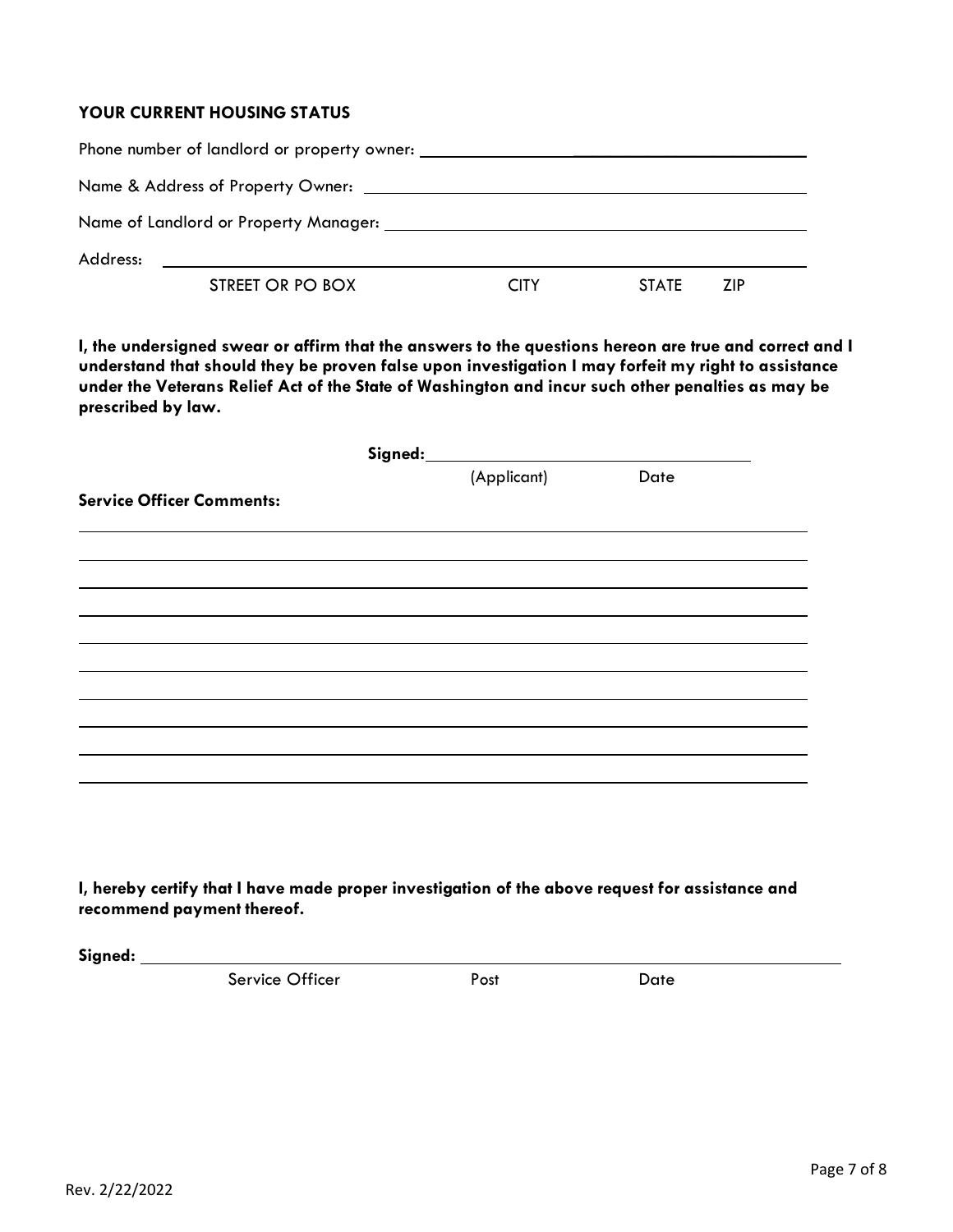**YOUR CURRENT HOUSING STATUS**

Phone number of landlord or property owner: ______________________________

Name & Address of Property Owner: ______________________________

Name of Landlord or Property Manager: ______________________________

Address: ______________________________

STREET OR PO BOX CITY STATE ZIP

**I, the undersigned swear or affirm that the answers to the questions hereon are true and correct and I understand that should they be proven false upon investigation I may forfeit my right to assistance under the Veterans Relief Act of the State of Washington and incur such other penalties as may be prescribed by law.**

**Signed:** ______________________________

(Applicant) Date

**Service Officer Comments:**

______________________________

______________________________

______________________________

______________________________

______________________________

______________________________

______________________________

______________________________

______________________________

______________________________

**I, hereby certify that I have made proper investigation of the above request for assistance and recommend payment thereof.**

**Signed:** ______________________________

Service Officer Post Date

Rev. 2/22/2022